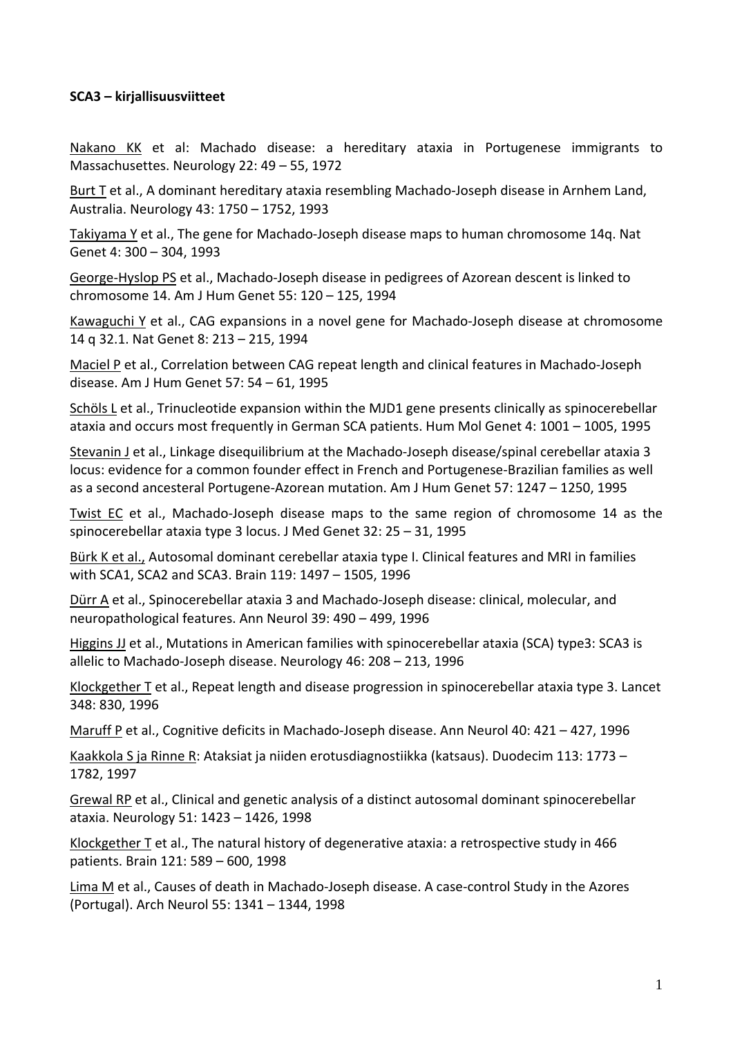**SCA3 – kirjallisuusviitteet**

Nakano KK et al: Machado disease: a hereditary ataxia in Portugenese immigrants to Massachusettes. Neurology 22: 49 – 55, 1972

Burt T et al., A dominant hereditary ataxia resembling Machado-Joseph disease in Arnhem Land, Australia. Neurology 43: 1750 – 1752, 1993

Takiyama Y et al., The gene for Machado-Joseph disease maps to human chromosome 14q. Nat Genet 4: 300 – 304, 1993

George-Hyslop PS et al., Machado-Joseph disease in pedigrees of Azorean descent is linked to chromosome 14. Am J Hum Genet 55: 120 – 125, 1994

Kawaguchi Y et al., CAG expansions in a novel gene for Machado-Joseph disease at chromosome 14 q 32.1. Nat Genet 8: 213 – 215, 1994

Maciel P et al., Correlation between CAG repeat length and clinical features in Machado-Joseph disease. Am J Hum Genet 57: 54 – 61, 1995

Schöls L et al., Trinucleotide expansion within the MJD1 gene presents clinically as spinocerebellar ataxia and occurs most frequently in German SCA patients. Hum Mol Genet 4: 1001 – 1005, 1995

Stevanin J et al., Linkage disequilibrium at the Machado-Joseph disease/spinal cerebellar ataxia 3 locus: evidence for a common founder effect in French and Portugenese-Brazilian families as well as a second ancesteral Portugene-Azorean mutation. Am J Hum Genet 57: 1247 – 1250, 1995

Twist EC et al., Machado-Joseph disease maps to the same region of chromosome 14 as the spinocerebellar ataxia type 3 locus. J Med Genet 32: 25 – 31, 1995

Bürk K et al., Autosomal dominant cerebellar ataxia type I. Clinical features and MRI in families with SCA1, SCA2 and SCA3. Brain 119: 1497 – 1505, 1996

Dürr A et al., Spinocerebellar ataxia 3 and Machado-Joseph disease: clinical, molecular, and neuropathological features. Ann Neurol 39: 490 – 499, 1996

Higgins JJ et al., Mutations in American families with spinocerebellar ataxia (SCA) type3: SCA3 is allelic to Machado-Joseph disease. Neurology 46: 208 – 213, 1996

Klockgether T et al., Repeat length and disease progression in spinocerebellar ataxia type 3. Lancet 348: 830, 1996

Maruff P et al., Cognitive deficits in Machado-Joseph disease. Ann Neurol 40: 421 – 427, 1996

Kaakkola S ja Rinne R: Ataksiat ja niiden erotusdiagnostiikka (katsaus). Duodecim 113: 1773 – 1782, 1997

Grewal RP et al., Clinical and genetic analysis of a distinct autosomal dominant spinocerebellar ataxia. Neurology 51: 1423 – 1426, 1998

Klockgether T et al., The natural history of degenerative ataxia: a retrospective study in 466 patients. Brain 121: 589 – 600, 1998

Lima M et al., Causes of death in Machado-Joseph disease. A case-control Study in the Azores (Portugal). Arch Neurol 55: 1341 – 1344, 1998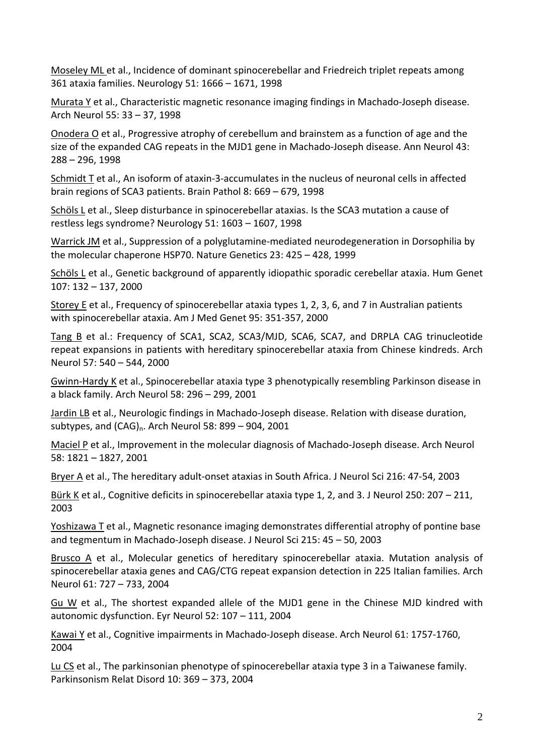Moseley ML et al., Incidence of dominant spinocerebellar and Friedreich triplet repeats among 361 ataxia families. Neurology 51: 1666 – 1671, 1998

Murata Y et al., Characteristic magnetic resonance imaging findings in Machado-Joseph disease. Arch Neurol 55: 33 – 37, 1998

Onodera O et al., Progressive atrophy of cerebellum and brainstem as a function of age and the size of the expanded CAG repeats in the MJD1 gene in Machado-Joseph disease. Ann Neurol 43: 288 – 296, 1998

Schmidt T et al., An isoform of ataxin-3-accumulates in the nucleus of neuronal cells in affected brain regions of SCA3 patients. Brain Pathol 8: 669 – 679, 1998

Schöls L et al., Sleep disturbance in spinocerebellar ataxias. Is the SCA3 mutation a cause of restless legs syndrome? Neurology 51: 1603 – 1607, 1998

Warrick JM et al., Suppression of a polyglutamine-mediated neurodegeneration in Dorsophilia by the molecular chaperone HSP70. Nature Genetics 23: 425 – 428, 1999

Schöls L et al., Genetic background of apparently idiopathic sporadic cerebellar ataxia. Hum Genet 107: 132 – 137, 2000

Storey E et al., Frequency of spinocerebellar ataxia types 1, 2, 3, 6, and 7 in Australian patients with spinocerebellar ataxia. Am J Med Genet 95: 351-357, 2000

Tang B et al.: Frequency of SCA1, SCA2, SCA3/MJD, SCA6, SCA7, and DRPLA CAG trinucleotide repeat expansions in patients with hereditary spinocerebellar ataxia from Chinese kindreds. Arch Neurol 57: 540 – 544, 2000

Gwinn-Hardy K et al., Spinocerebellar ataxia type 3 phenotypically resembling Parkinson disease in a black family. Arch Neurol 58: 296 – 299, 2001

Jardin LB et al., Neurologic findings in Machado-Joseph disease. Relation with disease duration, subtypes, and $(CAG)_n$. Arch Neurol 58: 899 – 904, 2001

Maciel P et al., Improvement in the molecular diagnosis of Machado-Joseph disease. Arch Neurol 58: 1821 – 1827, 2001

Bryer A et al., The hereditary adult-onset ataxias in South Africa. J Neurol Sci 216: 47-54, 2003

Bürk K et al., Cognitive deficits in spinocerebellar ataxia type 1, 2, and 3. J Neurol 250: 207 – 211, 2003

Yoshizawa T et al., Magnetic resonance imaging demonstrates differential atrophy of pontine base and tegmentum in Machado-Joseph disease. J Neurol Sci 215: 45 – 50, 2003

Brusco A et al., Molecular genetics of hereditary spinocerebellar ataxia. Mutation analysis of spinocerebellar ataxia genes and CAG/CTG repeat expansion detection in 225 Italian families. Arch Neurol 61: 727 – 733, 2004

Gu W et al., The shortest expanded allele of the MJD1 gene in the Chinese MJD kindred with autonomic dysfunction. Eyr Neurol 52: 107 – 111, 2004

Kawai Y et al., Cognitive impairments in Machado-Joseph disease. Arch Neurol 61: 1757-1760, 2004

Lu CS et al., The parkinsonian phenotype of spinocerebellar ataxia type 3 in a Taiwanese family. Parkinsonism Relat Disord 10: 369 – 373, 2004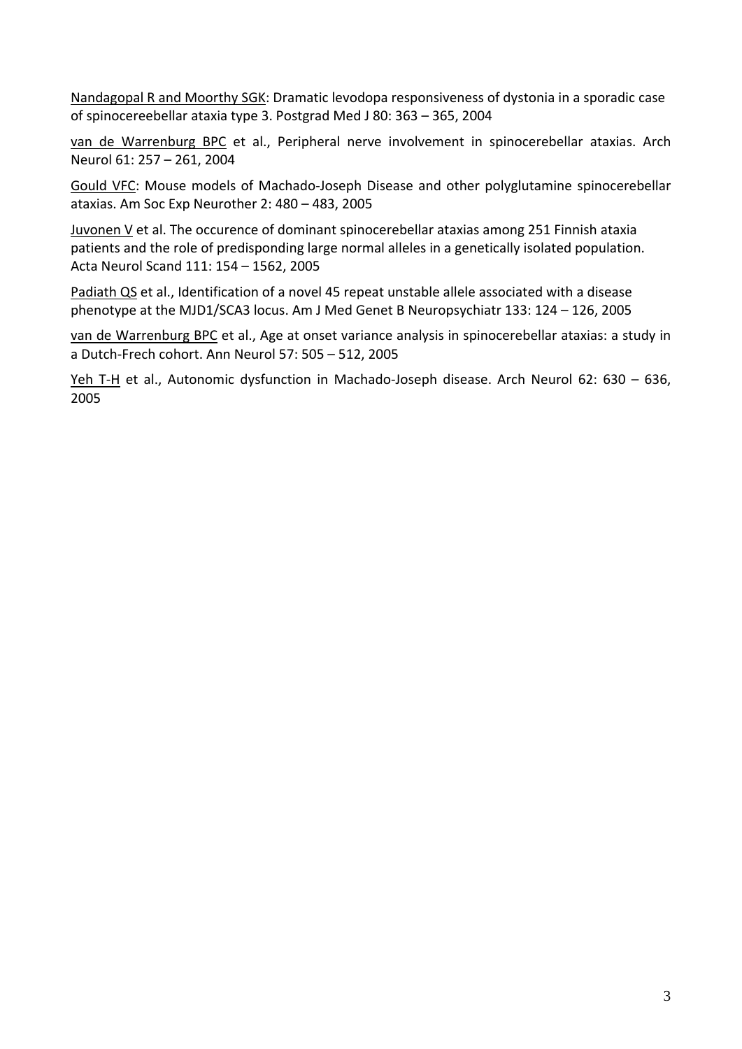Nandagopal R and Moorthy SGK: Dramatic levodopa responsiveness of dystonia in a sporadic case of spinocereebellar ataxia type 3. Postgrad Med J 80: 363 – 365, 2004

van de Warrenburg BPC et al., Peripheral nerve involvement in spinocerebellar ataxias. Arch Neurol 61: 257 – 261, 2004

Gould VFC: Mouse models of Machado-Joseph Disease and other polyglutamine spinocerebellar ataxias. Am Soc Exp Neurother 2: 480 – 483, 2005

Juvonen V et al. The occurence of dominant spinocerebellar ataxias among 251 Finnish ataxia patients and the role of predisponding large normal alleles in a genetically isolated population. Acta Neurol Scand 111: 154 – 1562, 2005

Padiath QS et al., Identification of a novel 45 repeat unstable allele associated with a disease phenotype at the MJD1/SCA3 locus. Am J Med Genet B Neuropsychiatr 133: 124 – 126, 2005

van de Warrenburg BPC et al., Age at onset variance analysis in spinocerebellar ataxias: a study in a Dutch-Frech cohort. Ann Neurol 57: 505 – 512, 2005

Yeh T-H et al., Autonomic dysfunction in Machado-Joseph disease. Arch Neurol 62: 630 – 636, 2005